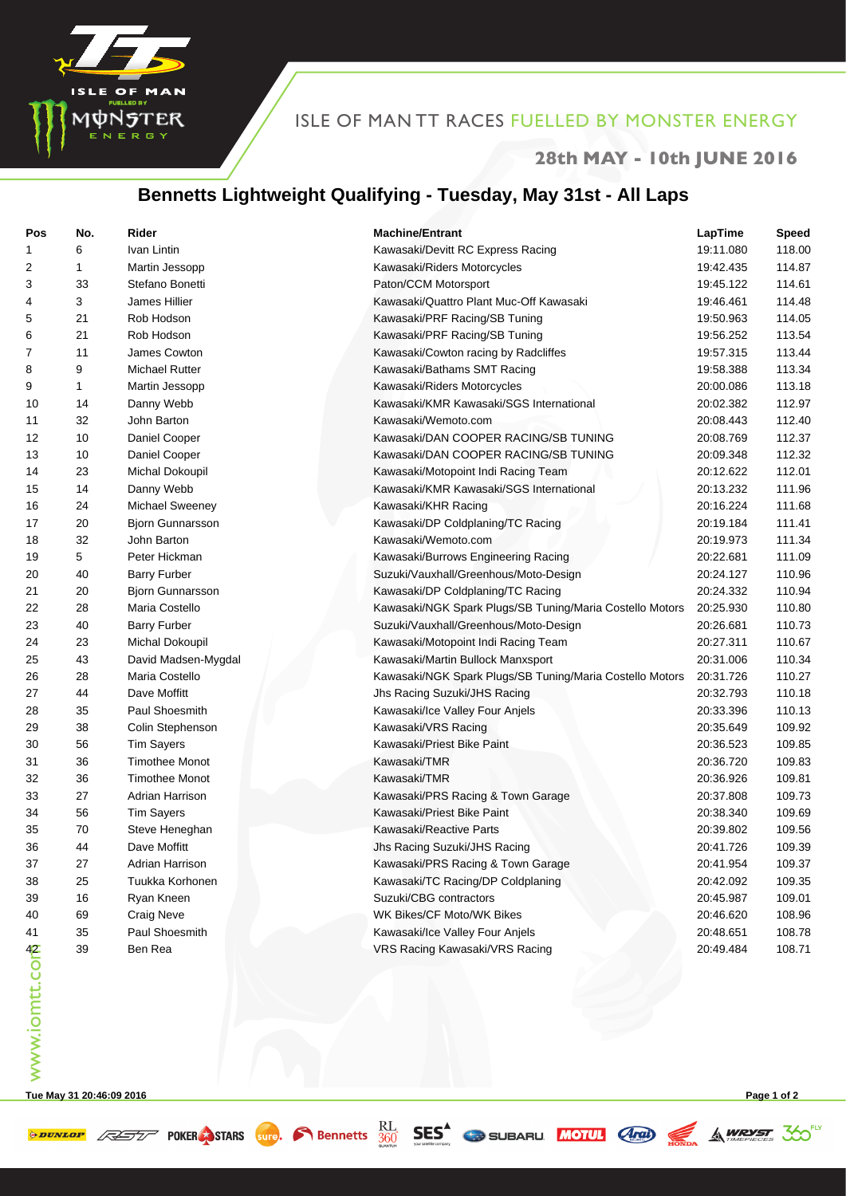ISLE OF MAN TT RACES FUELLED BY MONSTER ENERGY

28th MAY - 10th JUNE 2016

# Bennetts Lightweight Qualifying - Tuesday, May 31st - All Laps

| Pos | No. | Rider | Machine/Entrant | LapTime | Speed |
|---|---|---|---|---|---|
| 1 | 6 | Ivan Lintin | Kawasaki/Devitt RC Express Racing | 19:11.080 | 118.00 |
| 2 | 1 | Martin Jessopp | Kawasaki/Riders Motorcycles | 19:42.435 | 114.87 |
| 3 | 33 | Stefano Bonetti | Paton/CCM Motorsport | 19:45.122 | 114.61 |
| 4 | 3 | James Hillier | Kawasaki/Quattro Plant Muc-Off Kawasaki | 19:46.461 | 114.48 |
| 5 | 21 | Rob Hodson | Kawasaki/PRF Racing/SB Tuning | 19:50.963 | 114.05 |
| 6 | 21 | Rob Hodson | Kawasaki/PRF Racing/SB Tuning | 19:56.252 | 113.54 |
| 7 | 11 | James Cowton | Kawasaki/Cowton racing by Radcliffes | 19:57.315 | 113.44 |
| 8 | 9 | Michael Rutter | Kawasaki/Bathams SMT Racing | 19:58.388 | 113.34 |
| 9 | 1 | Martin Jessopp | Kawasaki/Riders Motorcycles | 20:00.086 | 113.18 |
| 10 | 14 | Danny Webb | Kawasaki/KMR Kawasaki/SGS International | 20:02.382 | 112.97 |
| 11 | 32 | John Barton | Kawasaki/Wemoto.com | 20:08.443 | 112.40 |
| 12 | 10 | Daniel Cooper | Kawasaki/DAN COOPER RACING/SB TUNING | 20:08.769 | 112.37 |
| 13 | 10 | Daniel Cooper | Kawasaki/DAN COOPER RACING/SB TUNING | 20:09.348 | 112.32 |
| 14 | 23 | Michal Dokoupil | Kawasaki/Motopoint Indi Racing Team | 20:12.622 | 112.01 |
| 15 | 14 | Danny Webb | Kawasaki/KMR Kawasaki/SGS International | 20:13.232 | 111.96 |
| 16 | 24 | Michael Sweeney | Kawasaki/KHR Racing | 20:16.224 | 111.68 |
| 17 | 20 | Bjorn Gunnarsson | Kawasaki/DP Coldplaning/TC Racing | 20:19.184 | 111.41 |
| 18 | 32 | John Barton | Kawasaki/Wemoto.com | 20:19.973 | 111.34 |
| 19 | 5 | Peter Hickman | Kawasaki/Burrows Engineering Racing | 20:22.681 | 111.09 |
| 20 | 40 | Barry Furber | Suzuki/Vauxhall/Greenhous/Moto-Design | 20:24.127 | 110.96 |
| 21 | 20 | Bjorn Gunnarsson | Kawasaki/DP Coldplaning/TC Racing | 20:24.332 | 110.94 |
| 22 | 28 | Maria Costello | Kawasaki/NGK Spark Plugs/SB Tuning/Maria Costello Motors | 20:25.930 | 110.80 |
| 23 | 40 | Barry Furber | Suzuki/Vauxhall/Greenhous/Moto-Design | 20:26.681 | 110.73 |
| 24 | 23 | Michal Dokoupil | Kawasaki/Motopoint Indi Racing Team | 20:27.311 | 110.67 |
| 25 | 43 | David Madsen-Mygdal | Kawasaki/Martin Bullock Manxsport | 20:31.006 | 110.34 |
| 26 | 28 | Maria Costello | Kawasaki/NGK Spark Plugs/SB Tuning/Maria Costello Motors | 20:31.726 | 110.27 |
| 27 | 44 | Dave Moffitt | Jhs Racing Suzuki/JHS Racing | 20:32.793 | 110.18 |
| 28 | 35 | Paul Shoesmith | Kawasaki/Ice Valley Four Anjels | 20:33.396 | 110.13 |
| 29 | 38 | Colin Stephenson | Kawasaki/VRS Racing | 20:35.649 | 109.92 |
| 30 | 56 | Tim Sayers | Kawasaki/Priest Bike Paint | 20:36.523 | 109.85 |
| 31 | 36 | Timothee Monot | Kawasaki/TMR | 20:36.720 | 109.83 |
| 32 | 36 | Timothee Monot | Kawasaki/TMR | 20:36.926 | 109.81 |
| 33 | 27 | Adrian Harrison | Kawasaki/PRS Racing & Town Garage | 20:37.808 | 109.73 |
| 34 | 56 | Tim Sayers | Kawasaki/Priest Bike Paint | 20:38.340 | 109.69 |
| 35 | 70 | Steve Heneghan | Kawasaki/Reactive Parts | 20:39.802 | 109.56 |
| 36 | 44 | Dave Moffitt | Jhs Racing Suzuki/JHS Racing | 20:41.726 | 109.39 |
| 37 | 27 | Adrian Harrison | Kawasaki/PRS Racing & Town Garage | 20:41.954 | 109.37 |
| 38 | 25 | Tuukka Korhonen | Kawasaki/TC Racing/DP Coldplaning | 20:42.092 | 109.35 |
| 39 | 16 | Ryan Kneen | Suzuki/CBG contractors | 20:45.987 | 109.01 |
| 40 | 69 | Craig Neve | WK Bikes/CF Moto/WK Bikes | 20:46.620 | 108.96 |
| 41 | 35 | Paul Shoesmith | Kawasaki/Ice Valley Four Anjels | 20:48.651 | 108.78 |
| 42 | 39 | Ben Rea | VRS Racing Kawasaki/VRS Racing | 20:49.484 | 108.71 |

www.iomtt.com

Tue May 31 20:46:09 2016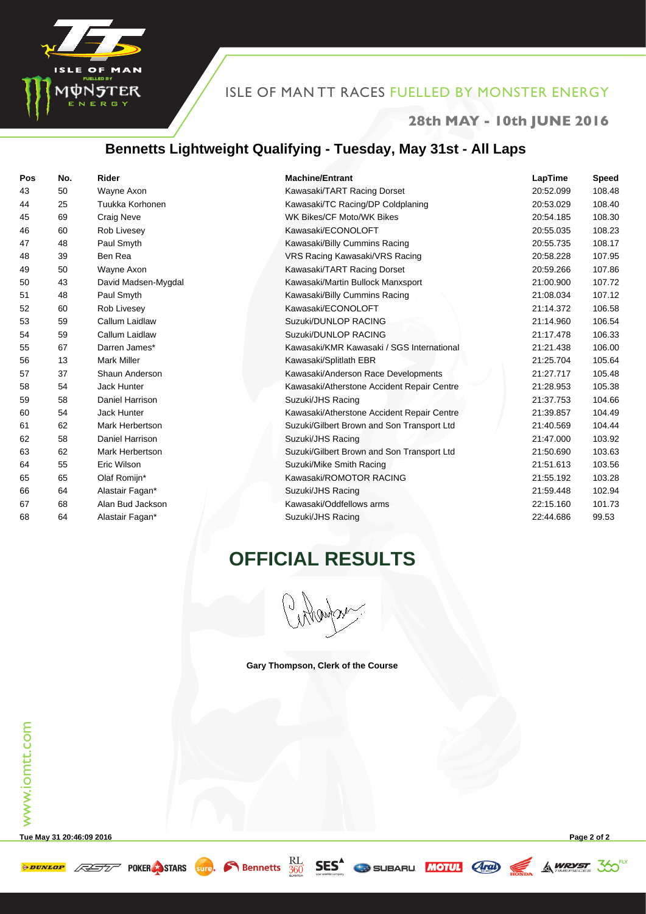ISLE OF MAN TT RACES FUELLED BY MONSTER ENERGY

**28th MAY - 10th JUNE 2016**

## Bennetts Lightweight Qualifying - Tuesday, May 31st - All Laps

| Pos | No. | Rider | Machine/Entrant | LapTime | Speed |
|---|---|---|---|---|---|
| 43 | 50 | Wayne Axon | Kawasaki/TART Racing Dorset | 20:52.099 | 108.48 |
| 44 | 25 | Tuukka Korhonen | Kawasaki/TC Racing/DP Coldplaning | 20:53.029 | 108.40 |
| 45 | 69 | Craig Neve | WK Bikes/CF Moto/WK Bikes | 20:54.185 | 108.30 |
| 46 | 60 | Rob Livesey | Kawasaki/ECONOLOFT | 20:55.035 | 108.23 |
| 47 | 48 | Paul Smyth | Kawasaki/Billy Cummins Racing | 20:55.735 | 108.17 |
| 48 | 39 | Ben Rea | VRS Racing Kawasaki/VRS Racing | 20:58.228 | 107.95 |
| 49 | 50 | Wayne Axon | Kawasaki/TART Racing Dorset | 20:59.266 | 107.86 |
| 50 | 43 | David Madsen-Mygdal | Kawasaki/Martin Bullock Manxsport | 21:00.900 | 107.72 |
| 51 | 48 | Paul Smyth | Kawasaki/Billy Cummins Racing | 21:08.034 | 107.12 |
| 52 | 60 | Rob Livesey | Kawasaki/ECONOLOFT | 21:14.372 | 106.58 |
| 53 | 59 | Callum Laidlaw | Suzuki/DUNLOP RACING | 21:14.960 | 106.54 |
| 54 | 59 | Callum Laidlaw | Suzuki/DUNLOP RACING | 21:17.478 | 106.33 |
| 55 | 67 | Darren James* | Kawasaki/KMR Kawasaki / SGS International | 21:21.438 | 106.00 |
| 56 | 13 | Mark Miller | Kawasaki/Splitlath EBR | 21:25.704 | 105.64 |
| 57 | 37 | Shaun Anderson | Kawasaki/Anderson Race Developments | 21:27.717 | 105.48 |
| 58 | 54 | Jack Hunter | Kawasaki/Atherstone Accident Repair Centre | 21:28.953 | 105.38 |
| 59 | 58 | Daniel Harrison | Suzuki/JHS Racing | 21:37.753 | 104.66 |
| 60 | 54 | Jack Hunter | Kawasaki/Atherstone Accident Repair Centre | 21:39.857 | 104.49 |
| 61 | 62 | Mark Herbertson | Suzuki/Gilbert Brown and Son Transport Ltd | 21:40.569 | 104.44 |
| 62 | 58 | Daniel Harrison | Suzuki/JHS Racing | 21:47.000 | 103.92 |
| 63 | 62 | Mark Herbertson | Suzuki/Gilbert Brown and Son Transport Ltd | 21:50.690 | 103.63 |
| 64 | 55 | Eric Wilson | Suzuki/Mike Smith Racing | 21:51.613 | 103.56 |
| 65 | 65 | Olaf Romijn* | Kawasaki/ROMOTOR RACING | 21:55.192 | 103.28 |
| 66 | 64 | Alastair Fagan* | Suzuki/JHS Racing | 21:59.448 | 102.94 |
| 67 | 68 | Alan Bud Jackson | Kawasaki/Oddfellows arms | 22:15.160 | 101.73 |
| 68 | 64 | Alastair Fagan* | Suzuki/JHS Racing | 22:44.686 | 99.53 |

# OFFICIAL RESULTS

**Gary Thompson, Clerk of the Course**

www.iomtt.com

Tue May 31 20:46:09 2016